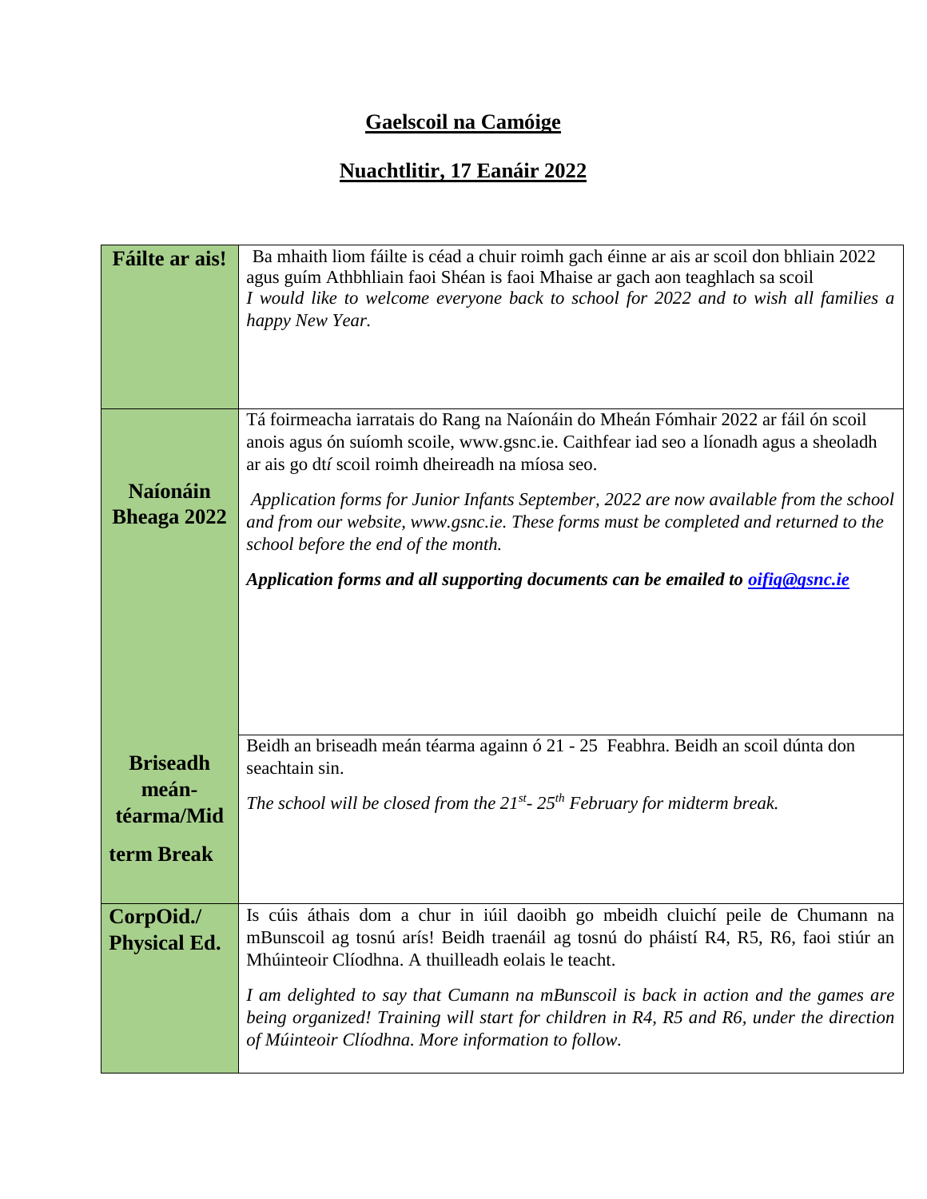# Gaelscoil na Camóige

## Nuachtlitir, 17 Eanáir 2022

| | |
|---|---|
| **Fáilte ar ais!** | Ba mhaith liom fáilte is céad a chuir roimh gach éinne ar ais ar scoil don bhliain 2022 agus guím Athbhliain faoi Shéan is faoi Mhaise ar gach aon teaghlach sa scoil<br>*I would like to welcome everyone back to school for 2022 and to wish all families a happy New Year.* |
| **Naíonáin Bheaga 2022** | Tá foirmeacha iarratais do Rang na Naíonáin do Mheán Fómhair 2022 ar fáil ón scoil anois agus ón suíomh scoile, www.gsnc.ie. Caithfear iad seo a líonadh agus a sheoladh ar ais go dtí scoil roimh dheireadh na míosa seo.<br><br>*Application forms for Junior Infants September, 2022 are now available from the school and from our website, www.gsnc.ie. These forms must be completed and returned to the school before the end of the month.*<br><br>***Application forms and all supporting documents can be emailed to oifig@gsnc.ie*** |
| **Briseadh meán-téarma/Mid term Break** | Beidh an briseadh meán téarma againn ó 21 - 25 Feabhra. Beidh an scoil dúnta don seachtain sin.<br><br>*The school will be closed from the 21st- 25th February for midterm break.* |
| **CorpOid./ Physical Ed.** | Is cúis áthais dom a chur in iúil daoibh go mbeidh cluichí peile de Chumann na mBunscoil ag tosnú arís! Beidh traenáil ag tosnú do pháistí R4, R5, R6, faoi stiúr an Mhúinteoir Clíodhna. A thuilleadh eolais le teacht.<br><br>*I am delighted to say that Cumann na mBunscoil is back in action and the games are being organized! Training will start for children in R4, R5 and R6, under the direction of Múinteoir Clíodhna. More information to follow.* |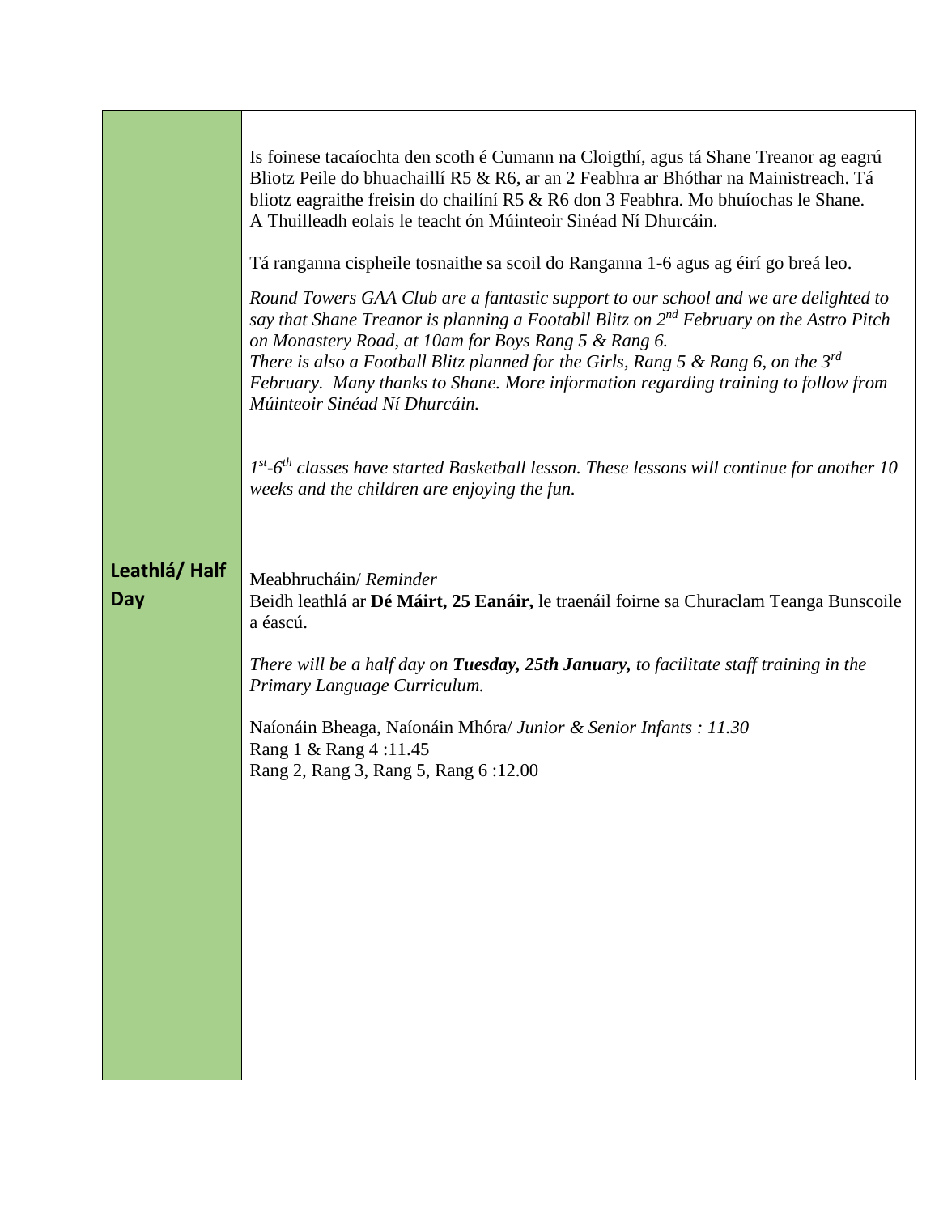| | |
|---|---|
| | Is foinese tacaíochta den scoth é Cumann na Cloigthí, agus tá Shane Treanor ag eagrú Bliotz Peile do bhuachaillí R5 & R6, ar an 2 Feabhra ar Bhóthar na Mainistreach. Tá bliotz eagraithe freisin do chailíní R5 & R6 don 3 Feabhra. Mo bhuíochas le Shane. A Thuilleadh eolais le teacht ón Múinteoir Sinéad Ní Dhurcáin.<br><br>Tá ranganna cispheile tosnaithe sa scoil do Ranganna 1-6 agus ag éirí go breá leo.<br><br>*Round Towers GAA Club are a fantastic support to our school and we are delighted to say that Shane Treanor is planning a Footabll Blitz on 2nd February on the Astro Pitch on Monastery Road, at 10am for Boys Rang 5 & Rang 6.*<br>*There is also a Football Blitz planned for the Girls, Rang 5 & Rang 6, on the 3rd February. Many thanks to Shane. More information regarding training to follow from Múinteoir Sinéad Ní Dhurcáin.*<br><br>*1st-6th classes have started Basketball lesson. These lessons will continue for another 10 weeks and the children are enjoying the fun.* |
| **Leathlá/ Half Day** | Meabhrucháin/ *Reminder*<br>Beidh leathlá ar **Dé Máirt, 25 Eanáir,** le traenáil foirne sa Churaclam Teanga Bunscoile a éascú.<br><br>*There will be a half day on* ***Tuesday, 25th January,*** *to facilitate staff training in the Primary Language Curriculum.*<br><br>Naíonáin Bheaga, Naíonáin Mhóra/ *Junior & Senior Infants : 11.30*<br>Rang 1 & Rang 4 :11.45<br>Rang 2, Rang 3, Rang 5, Rang 6 :12.00 |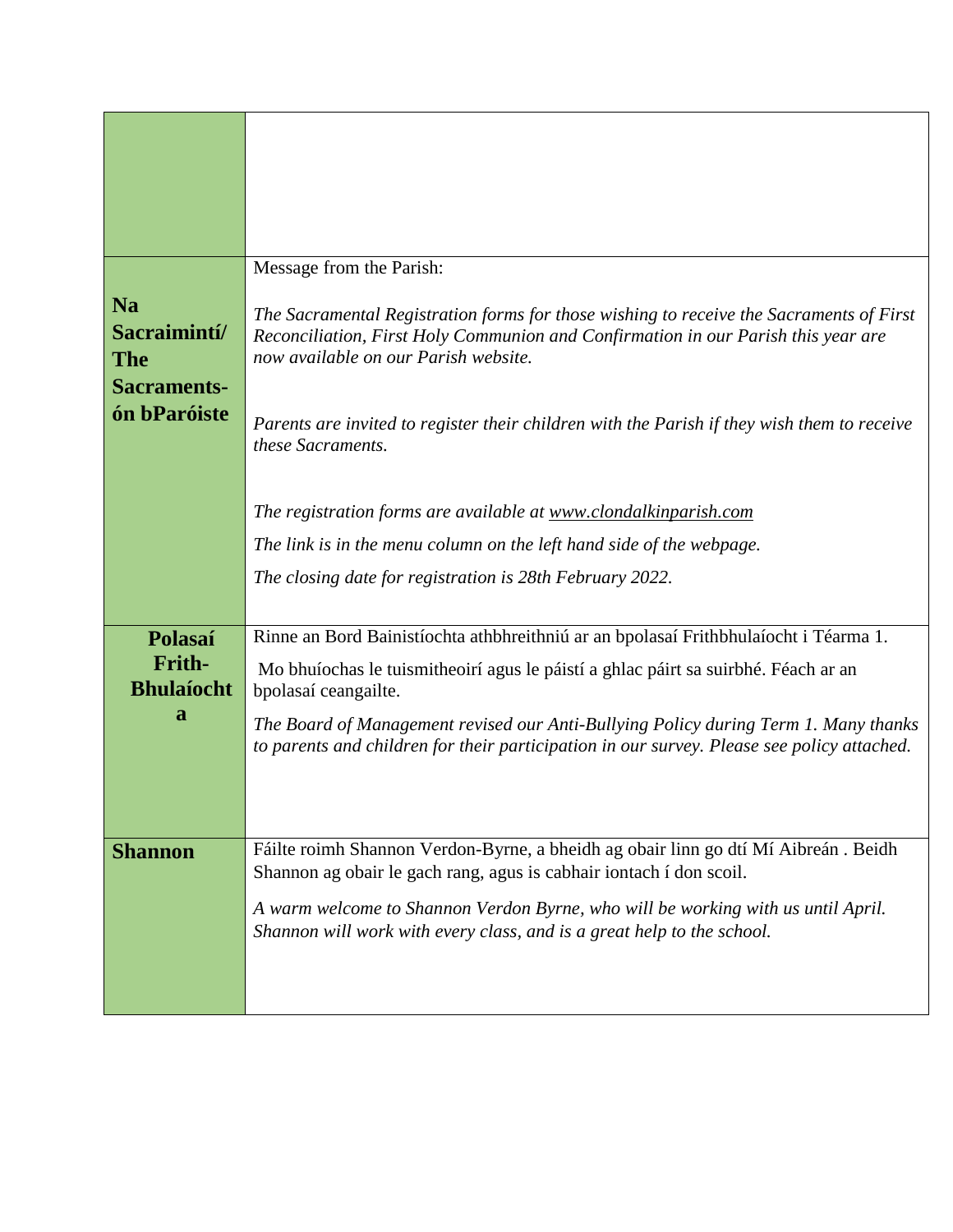| | |
|---|---|
| | |
| **Na Sacraimintí/ The Sacraments- ón bParóiste** | Message from the Parish:<br><br>*The Sacramental Registration forms for those wishing to receive the Sacraments of First Reconciliation, First Holy Communion and Confirmation in our Parish this year are now available on our Parish website.*<br><br>*Parents are invited to register their children with the Parish if they wish them to receive these Sacraments.*<br><br>*The registration forms are available at www.clondalkinparish.com*<br><br>*The link is in the menu column on the left hand side of the webpage.*<br><br>*The closing date for registration is 28th February 2022.* |
| **Polasaí Frith-Bhulaíochta** | Rinne an Bord Bainistíochta athbhreithniú ar an bpolasaí Frithbhulaíocht i Téarma 1.<br><br>Mo bhuíochas le tuismitheoirí agus le páistí a ghlac páirt sa suirbhé. Féach ar an bpolasaí ceangailte.<br><br>*The Board of Management revised our Anti-Bullying Policy during Term 1. Many thanks to parents and children for their participation in our survey. Please see policy attached.* |
| **Shannon** | Fáilte roimh Shannon Verdon-Byrne, a bheidh ag obair linn go dtí Mí Aibreán . Beidh Shannon ag obair le gach rang, agus is cabhair iontach í don scoil.<br><br>*A warm welcome to Shannon Verdon Byrne, who will be working with us until April. Shannon will work with every class, and is a great help to the school.* |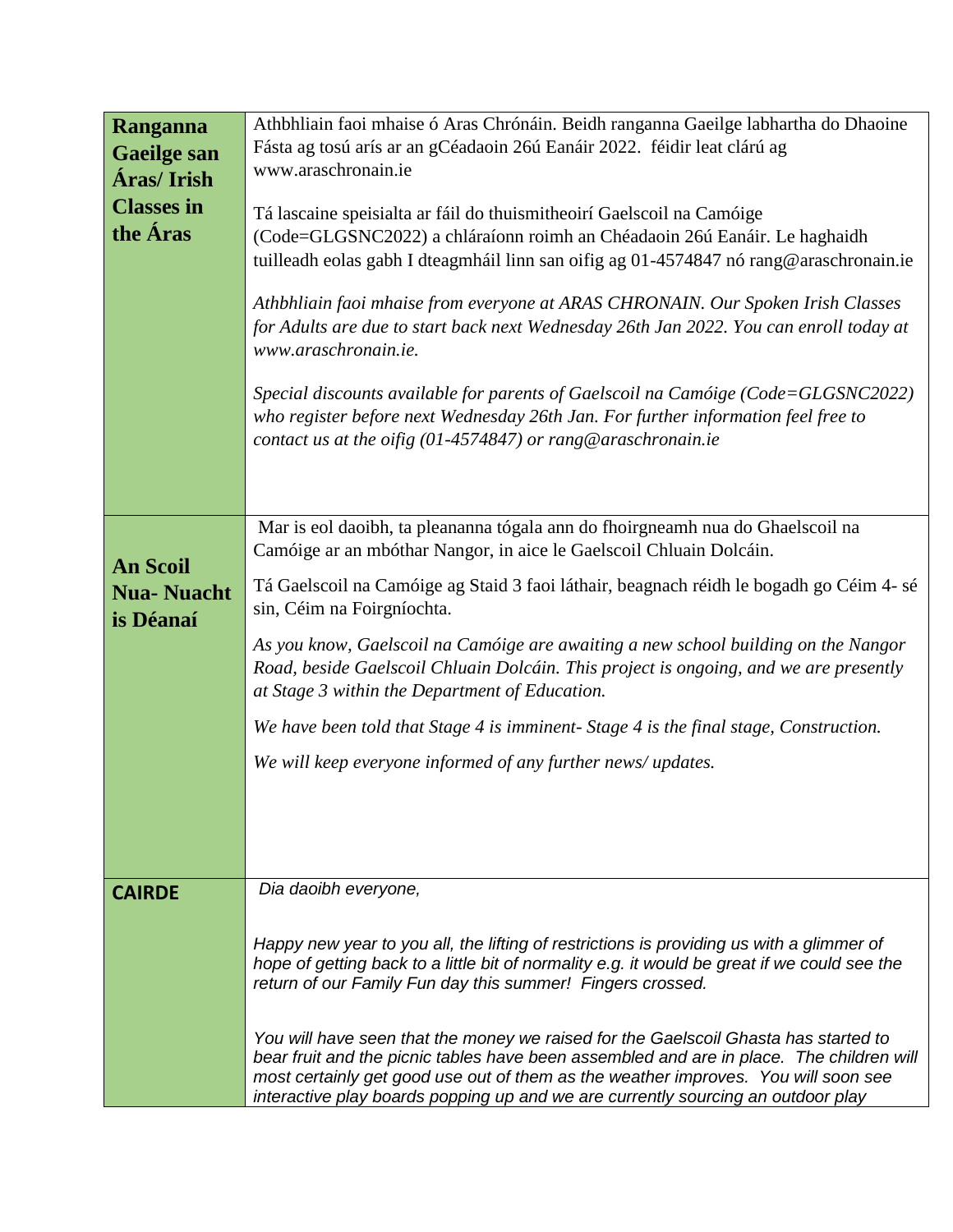| | |
|---|---|
| **Ranganna Gaeilge san Áras/ Irish Classes in the Áras** | Athbhliain faoi mhaise ó Aras Chrónáin. Beidh ranganna Gaeilge labhartha do Dhaoine Fásta ag tosú arís ar an gCéadaoin 26ú Eanáir 2022. féidir leat clárú ag www.araschronain.ie<br><br>Tá lascaine speisialta ar fáil do thuismitheoirí Gaelscoil na Camóige (Code=GLGSNC2022) a chláraíonn roimh an Chéadaoin 26ú Eanáir. Le haghaidh tuilleadh eolas gabh I dteagmháil linn san oifig ag 01-4574847 nó rang@araschronain.ie<br><br>*Athbhliain faoi mhaise from everyone at ARAS CHRONAIN. Our Spoken Irish Classes for Adults are due to start back next Wednesday 26th Jan 2022. You can enroll today at www.araschronain.ie.*<br><br>*Special discounts available for parents of Gaelscoil na Camóige (Code=GLGSNC2022) who register before next Wednesday 26th Jan. For further information feel free to contact us at the oifig (01-4574847) or rang@araschronain.ie* |
| **An Scoil Nua- Nuacht is Déanaí** | Mar is eol daoibh, ta pleananna tógala ann do fhoirgneamh nua do Ghaelscoil na Camóige ar an mbóthar Nangor, in aice le Gaelscoil Chluain Dolcáin.<br><br>Tá Gaelscoil na Camóige ag Staid 3 faoi láthair, beagnach réidh le bogadh go Céim 4- sé sin, Céim na Foirgníochta.<br><br>*As you know, Gaelscoil na Camóige are awaiting a new school building on the Nangor Road, beside Gaelscoil Chluain Dolcáin. This project is ongoing, and we are presently at Stage 3 within the Department of Education.*<br><br>*We have been told that Stage 4 is imminent- Stage 4 is the final stage, Construction.*<br><br>*We will keep everyone informed of any further news/ updates.* |
| **CAIRDE** | *Dia daoibh everyone,*<br><br>*Happy new year to you all, the lifting of restrictions is providing us with a glimmer of hope of getting back to a little bit of normality e.g. it would be great if we could see the return of our Family Fun day this summer! Fingers crossed.*<br><br>*You will have seen that the money we raised for the Gaelscoil Ghasta has started to bear fruit and the picnic tables have been assembled and are in place. The children will most certainly get good use out of them as the weather improves. You will soon see interactive play boards popping up and we are currently sourcing an outdoor play* |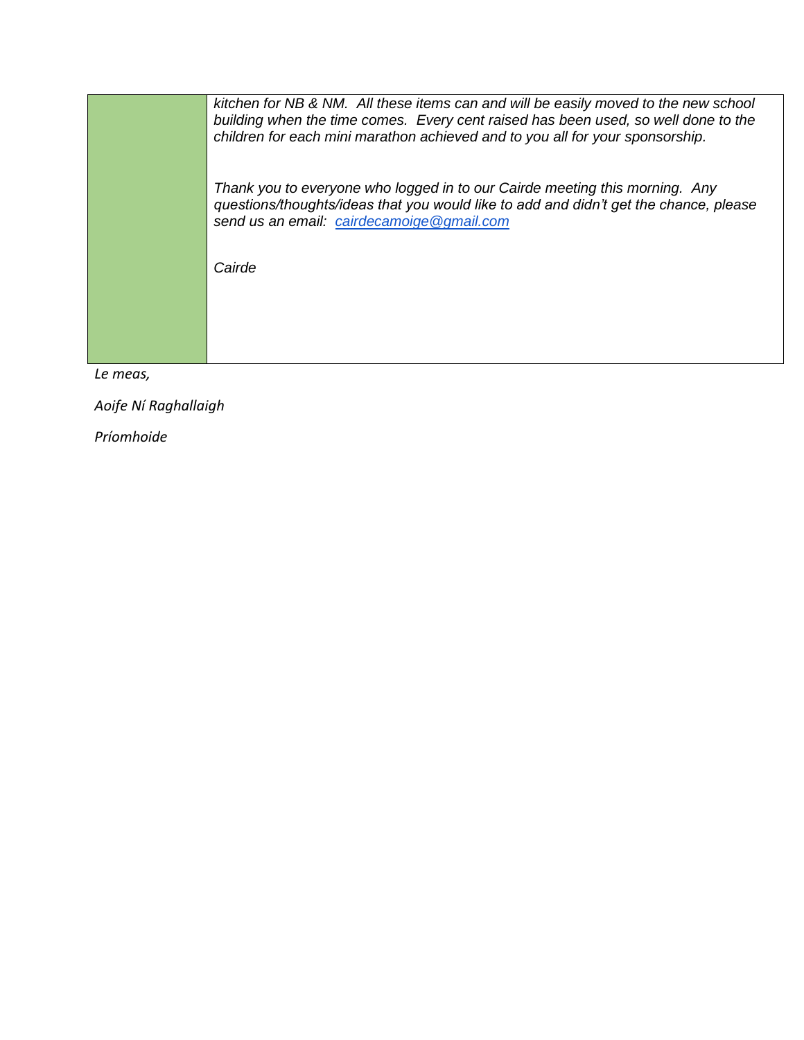| | |
|---|---|
| | *kitchen for NB & NM. All these items can and will be easily moved to the new school building when the time comes. Every cent raised has been used, so well done to the children for each mini marathon achieved and to you all for your sponsorship.*<br><br>*Thank you to everyone who logged in to our Cairde meeting this morning. Any questions/thoughts/ideas that you would like to add and didn't get the chance, please send us an email: cairdecamoige@gmail.com*<br><br>*Cairde* |

*Le meas,*

*Aoife Ní Raghallaigh*

*Príomhoide*